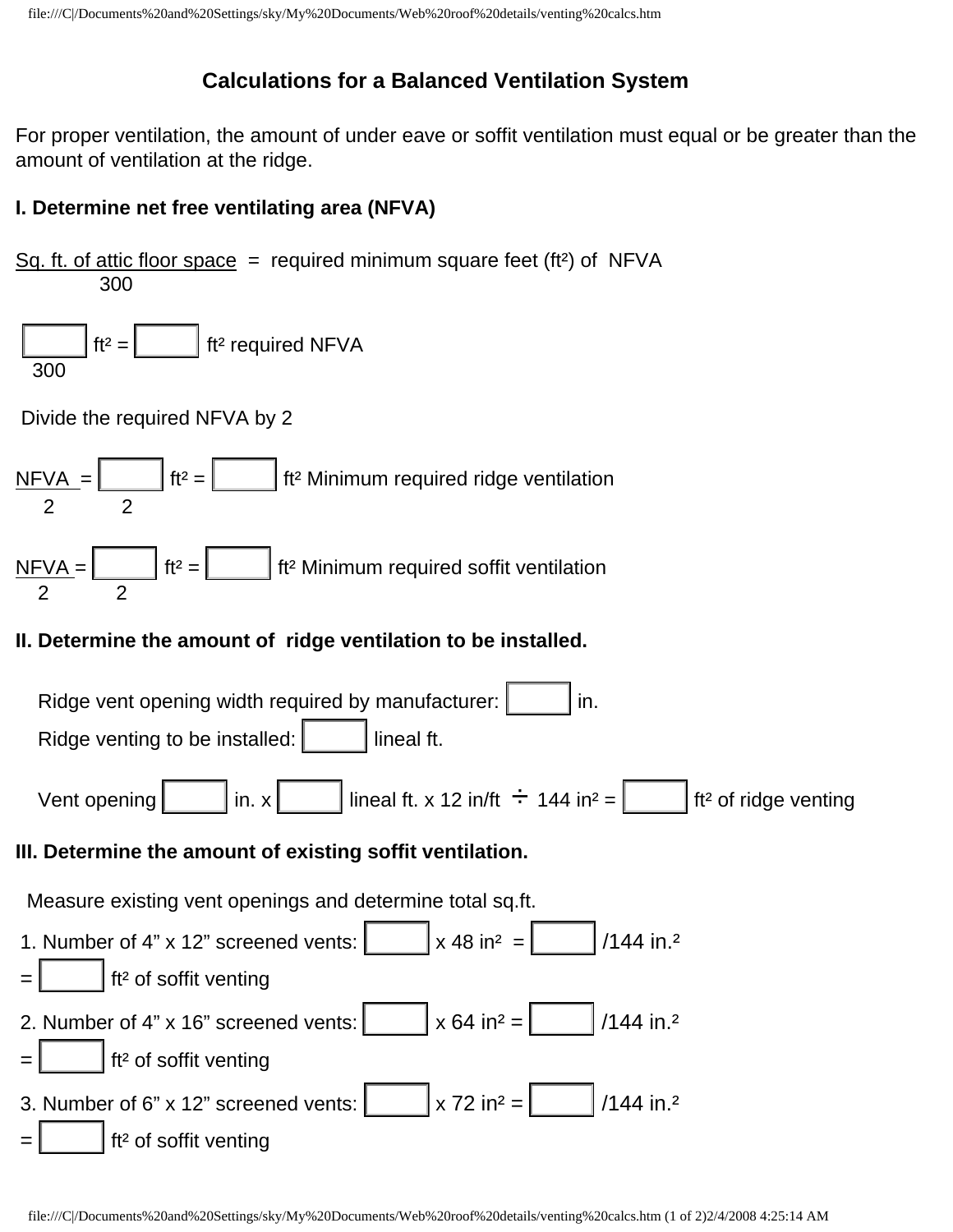# Calculations for a Balanced Ventilation System

For proper ventilation, the amount of under eave or soffit ventilation must equal or be greater than the amount of ventilation at the ridge.

## I. Determine net free ventilating area (NFVA)

$$\frac{\text{Sq. ft. of attic floor space}}{300} = \text{required minimum square feet (ft}^2\text{) of NFVA}$$

$\frac{\_\_\_\_ \text{ ft}^2}{300}$ = \_\_\_\_ ft² required NFVA

Divide the required NFVA by 2

$\frac{\text{NFVA}}{2} = \frac{\_\_\_\_ \text{ ft}^2}{2}$ = \_\_\_\_ ft² Minimum required ridge ventilation

$\frac{\text{NFVA}}{2} = \frac{\_\_\_\_ \text{ ft}^2}{2}$ = \_\_\_\_ ft² Minimum required soffit ventilation

## II. Determine the amount of ridge ventilation to be installed.

Ridge vent opening width required by manufacturer: \_\_\_\_ in.

Ridge venting to be installed: \_\_\_\_ lineal ft.

Vent opening \_\_\_\_ in. x \_\_\_\_ lineal ft. x 12 in/ft ÷ 144 in² = \_\_\_\_ ft² of ridge venting

## III. Determine the amount of existing soffit ventilation.

Measure existing vent openings and determine total sq.ft.

1. Number of 4" x 12" screened vents: \_\_\_\_ x 48 in² = \_\_\_\_ /144 in.² = \_\_\_\_ ft² of soffit venting
2. Number of 4" x 16" screened vents: \_\_\_\_ x 64 in² = \_\_\_\_ /144 in.² = \_\_\_\_ ft² of soffit venting
3. Number of 6" x 12" screened vents: \_\_\_\_ x 72 in² = \_\_\_\_ /144 in.² = \_\_\_\_ ft² of soffit venting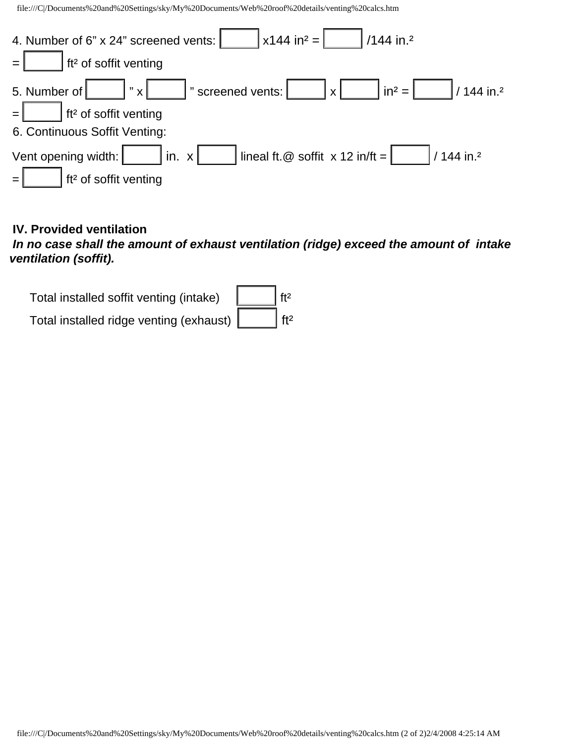4. Number of 6” x 24” screened vents: [ ] x144 in² = [ ] /144 in.²

= [ ] ft² of soffit venting

5. Number of [ ] ” x [ ] ” screened vents: [ ] x [ ] in² = [ ] / 144 in.²

= [ ] ft² of soffit venting

6. Continuous Soffit Venting:

Vent opening width: [ ] in. x [ ] lineal ft.@ soffit x 12 in/ft = [ ] / 144 in.²

= [ ] ft² of soffit venting

**IV. Provided ventilation**

***In no case shall the amount of exhaust ventilation (ridge) exceed the amount of intake ventilation (soffit).***

Total installed soffit venting (intake) [ ] ft²

Total installed ridge venting (exhaust) [ ] ft²